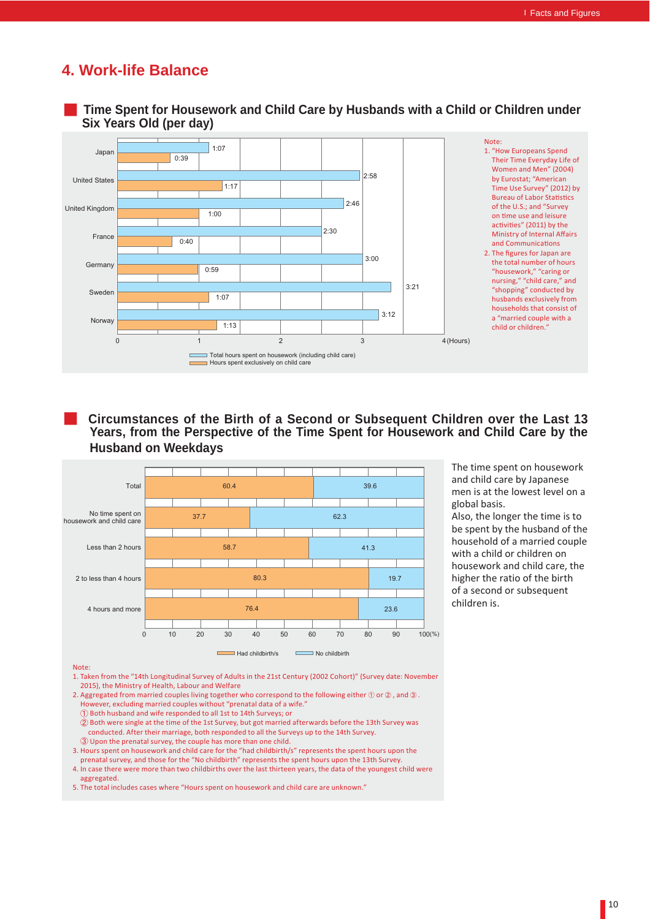# 4. Work-life Balance

## Time Spent for Housework and Child Care by Husbands with a Child or Children under Six Years Old (per day)

| Country | Total hours spent on housework (including child care) | Hours spent exclusively on child care |
|---|---|---|
| Japan | 1:07 | 0:39 |
| United States | 2:58 | 1:17 |
| United Kingdom | 2:46 | 1:00 |
| France | 2:30 | 0:40 |
| Germany | 3:00 | 0:59 |
| Sweden | 3:21 | 1:07 |
| Norway | 3:12 | 1:13 |

Note:
1. "How Europeans Spend Their Time Everyday Life of Women and Men" (2004) by Eurostat; "American Time Use Survey" (2012) by Bureau of Labor Statistics of the U.S.; and "Survey on time use and leisure activities" (2011) by the Ministry of Internal Affairs and Communications
2. The figures for Japan are the total number of hours "housework," "caring or nursing," "child care," and "shopping" conducted by husbands exclusively from households that consist of a "married couple with a child or children."

## Circumstances of the Birth of a Second or Subsequent Children over the Last 13 Years, from the Perspective of the Time Spent for Housework and Child Care by the Husband on Weekdays

| | Had childbirth/s (%) | No childbirth (%) |
|---|---|---|
| Total | 60.4 | 39.6 |
| No time spent on housework and child care | 37.7 | 62.3 |
| Less than 2 hours | 58.7 | 41.3 |
| 2 to less than 4 hours | 80.3 | 19.7 |
| 4 hours and more | 76.4 | 23.6 |

Note:
1. Taken from the "14th Longitudinal Survey of Adults in the 21st Century (2002 Cohort)" (Survey date: November 2015), the Ministry of Health, Labour and Welfare
2. Aggregated from married couples living together who correspond to the following either ① or ②, and ③. However, excluding married couples without "prenatal data of a wife."
   ① Both husband and wife responded to all 1st to 14th Surveys; or
   ② Both were single at the time of the 1st Survey, but got married afterwards before the 13th Survey was conducted. After their marriage, both responded to all the Surveys up to the 14th Survey.
   ③ Upon the prenatal survey, the couple has more than one child.
3. Hours spent on housework and child care for the "had childbirth/s" represents the spent hours upon the prenatal survey, and those for the "No childbirth" represents the spent hours upon the 13th Survey.
4. In case there were more than two childbirths over the last thirteen years, the data of the youngest child were aggregated.
5. The total includes cases where "Hours spent on housework and child care are unknown."

The time spent on housework and child care by Japanese men is at the lowest level on a global basis.
Also, the longer the time is to be spent by the husband of the household of a married couple with a child or children on housework and child care, the higher the ratio of the birth of a second or subsequent children is.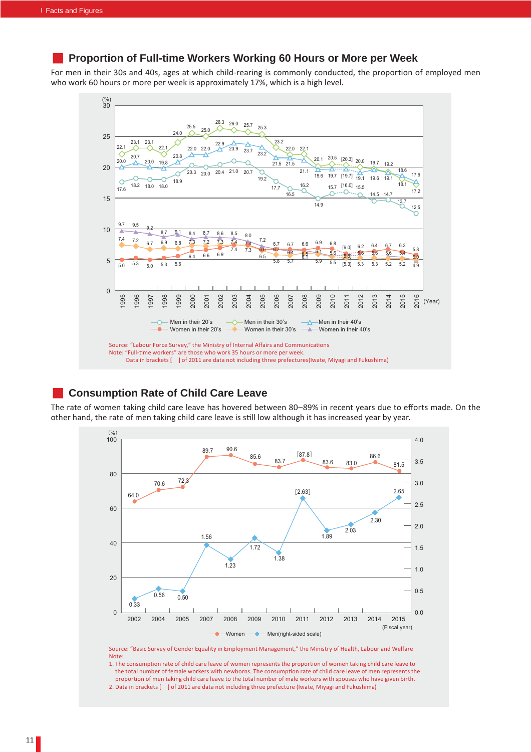## Proportion of Full-time Workers Working 60 Hours or More per Week

For men in their 30s and 40s, ages at which child-rearing is commonly conducted, the proportion of employed men who work 60 hours or more per week is approximately 17%, which is a high level.

(%)

Men in their 20's

Women in their 20's

Men in their 30's

Women in their 30's

Men in their 40's

Women in their 40's

(Year)

Source: "Labour Force Survey," the Ministry of Internal Affairs and Communications

Note: "Full-time workers" are those who work 35 hours or more per week.

Data in brackets [ ] of 2011 are data not including three prefectures(Iwate, Miyagi and Fukushima)

## Consumption Rate of Child Care Leave

The rate of women taking child care leave has hovered between 80–89% in recent years due to efforts made. On the other hand, the rate of men taking child care leave is still low although it has increased year by year.

(%)

Women

Men(right-sided scale)

(Fiscal year)

Source: "Basic Survey of Gender Equality in Employment Management," the Ministry of Health, Labour and Welfare

Note:

1. The consumption rate of child care leave of women represents the proportion of women taking child care leave to the total number of female workers with newborns. The consumption rate of child care leave of men represents the proportion of men taking child care leave to the total number of male workers with spouses who have given birth.
2. Data in brackets [ ] of 2011 are data not including three prefecture (Iwate, Miyagi and Fukushima)